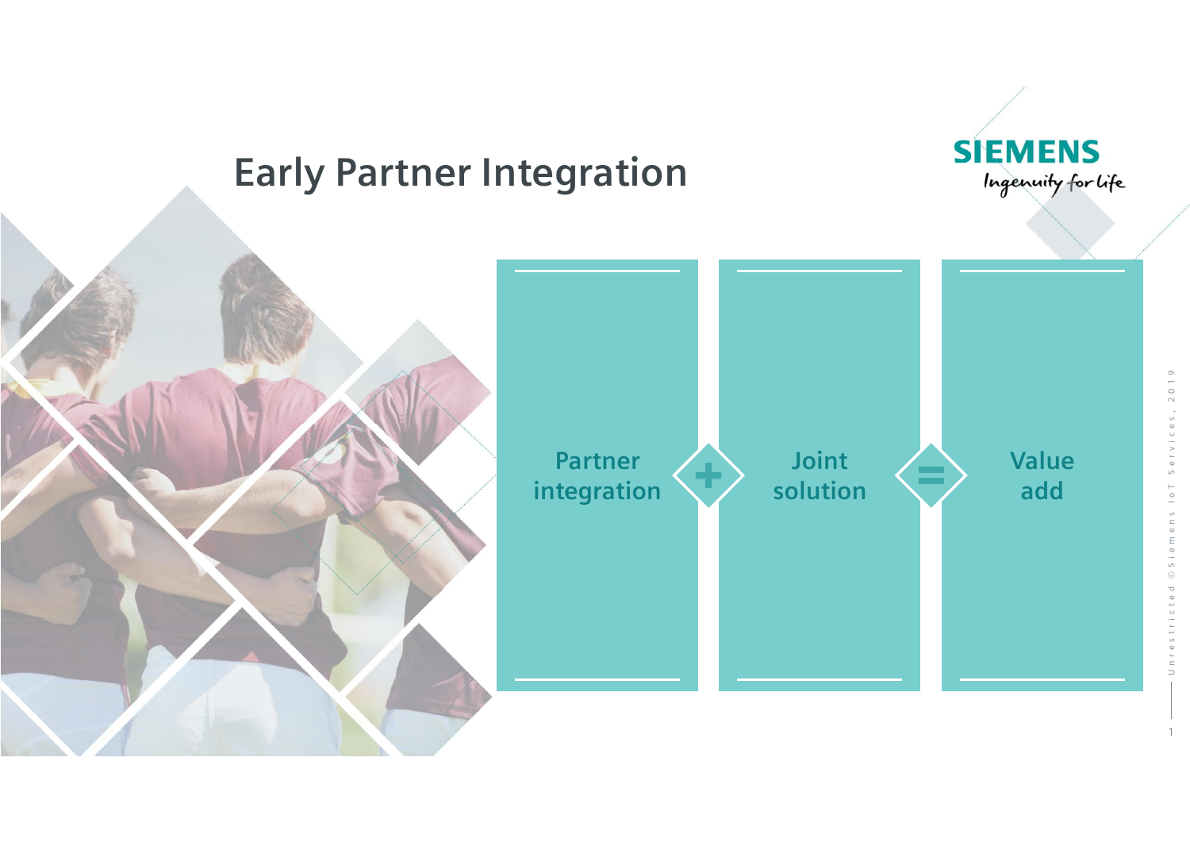# Early Partner Integration

SIEMENS
Ingenuity for life

Partner integration + Joint solution = Value add

Unrestricted © Siemens IoT Services, 2019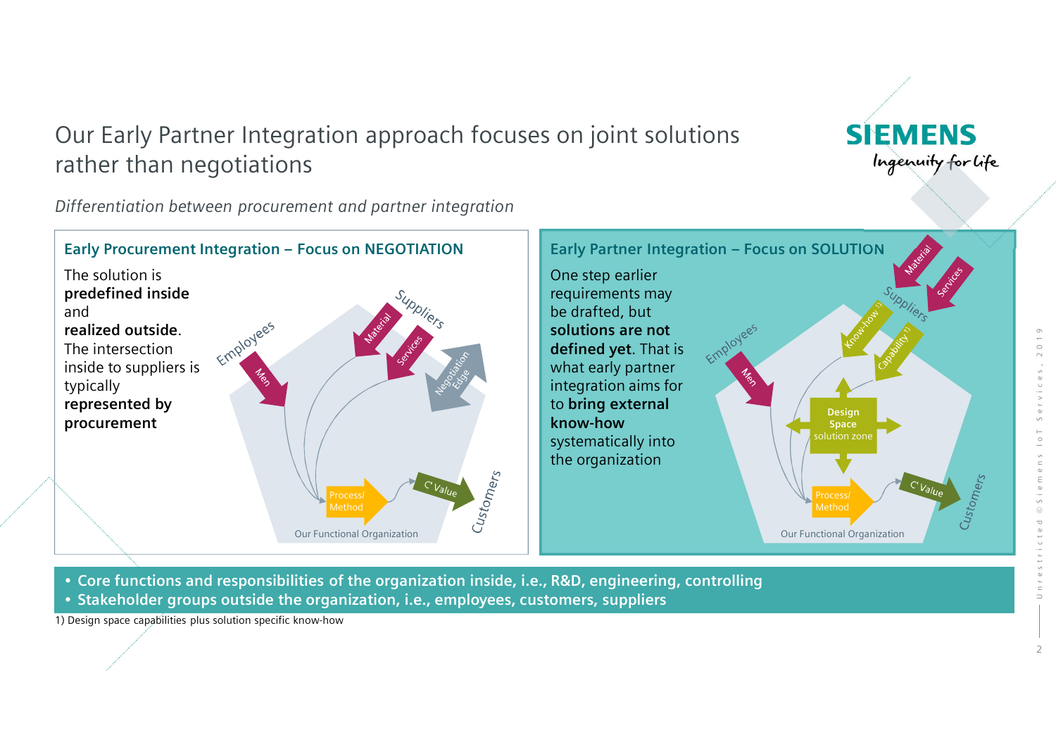# Our Early Partner Integration approach focuses on joint solutions rather than negotiations

*Differentiation between procurement and partner integration*

## Early Procurement Integration – Focus on NEGOTIATION

The solution is **predefined inside** and **realized outside**. The intersection inside to suppliers is typically **represented by procurement**

Employees — Men
Suppliers — Material, Services
Negotiation Edge
Process/ Method → C'Value
Customers
Our Functional Organization

## Early Partner Integration – Focus on SOLUTION

One step earlier requirements may be drafted, but **solutions are not defined yet**. That is what early partner integration aims for to **bring external know-how** systematically into the organization

Employees — Men
Suppliers — Material, Services, Know-how [1], Capability [1]
Design Space solution zone
Process/ Method → C'Value
Customers
Our Functional Organization

- **Core functions and responsibilities of the organization inside, i.e., R&D, engineering, controlling**
- **Stakeholder groups outside the organization, i.e., employees, customers, suppliers**

1) Design space capabilities plus solution specific know-how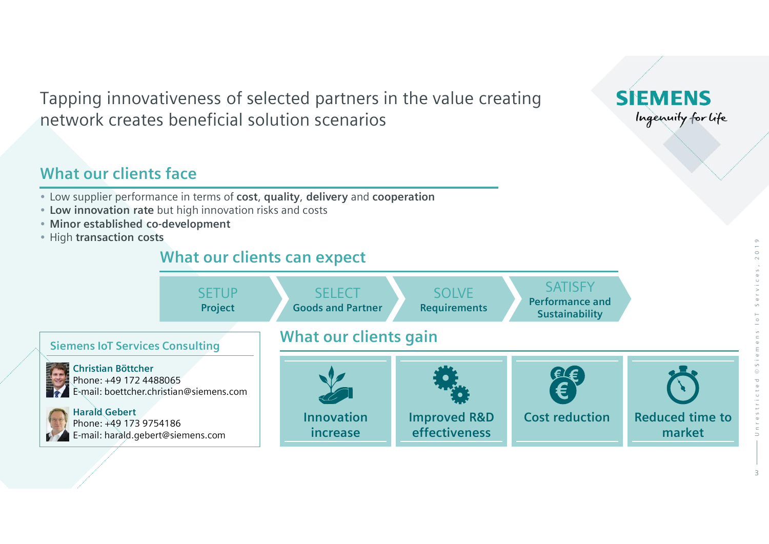# Tapping innovativeness of selected partners in the value creating network creates beneficial solution scenarios

SIEMENS
Ingenuity for life

## What our clients face

- Low supplier performance in terms of **cost**, **quality**, **delivery** and **cooperation**
- **Low innovation rate** but high innovation risks and costs
- **Minor established co-development**
- High **transaction costs**

## What our clients can expect

SETUP
**Project**

SELECT
**Goods and Partner**

SOLVE
**Requirements**

SATISFY
**Performance and Sustainability**

## What our clients gain

**Innovation increase**

**Improved R&D effectiveness**

**Cost reduction**

**Reduced time to market**

### Siemens IoT Services Consulting

**Christian Böttcher**
Phone: +49 172 4488065
E-mail: boettcher.christian@siemens.com

**Harald Gebert**
Phone: +49 173 9754186
E-mail: harald.gebert@siemens.com

Unrestricted © Siemens IoT Services, 2019